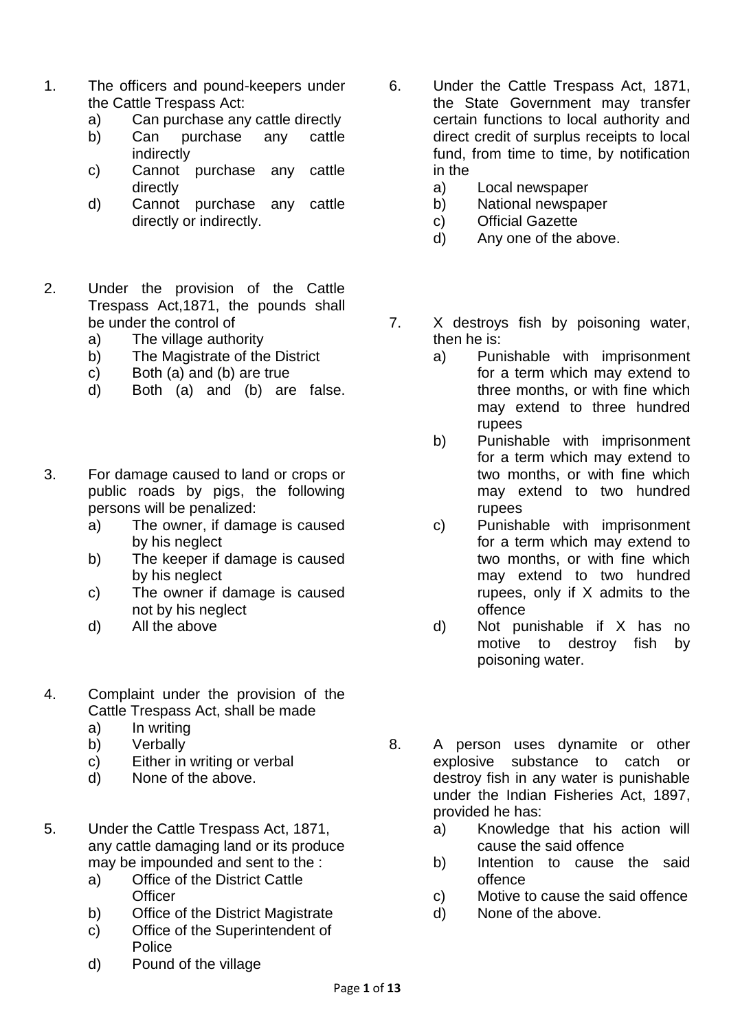1. The officers and pound-keepers under the Cattle Trespass Act:
   a) Can purchase any cattle directly
   b) Can purchase any cattle indirectly
   c) Cannot purchase any cattle directly
   d) Cannot purchase any cattle directly or indirectly.

2. Under the provision of the Cattle Trespass Act,1871, the pounds shall be under the control of
   a) The village authority
   b) The Magistrate of the District
   c) Both (a) and (b) are true
   d) Both (a) and (b) are false.

3. For damage caused to land or crops or public roads by pigs, the following persons will be penalized:
   a) The owner, if damage is caused by his neglect
   b) The keeper if damage is caused by his neglect
   c) The owner if damage is caused not by his neglect
   d) All the above

4. Complaint under the provision of the Cattle Trespass Act, shall be made
   a) In writing
   b) Verbally
   c) Either in writing or verbal
   d) None of the above.

5. Under the Cattle Trespass Act, 1871, any cattle damaging land or its produce may be impounded and sent to the :
   a) Office of the District Cattle Officer
   b) Office of the District Magistrate
   c) Office of the Superintendent of Police
   d) Pound of the village

6. Under the Cattle Trespass Act, 1871, the State Government may transfer certain functions to local authority and direct credit of surplus receipts to local fund, from time to time, by notification in the
   a) Local newspaper
   b) National newspaper
   c) Official Gazette
   d) Any one of the above.

7. X destroys fish by poisoning water, then he is:
   a) Punishable with imprisonment for a term which may extend to three months, or with fine which may extend to three hundred rupees
   b) Punishable with imprisonment for a term which may extend to two months, or with fine which may extend to two hundred rupees
   c) Punishable with imprisonment for a term which may extend to two months, or with fine which may extend to two hundred rupees, only if X admits to the offence
   d) Not punishable if X has no motive to destroy fish by poisoning water.

8. A person uses dynamite or other explosive substance to catch or destroy fish in any water is punishable under the Indian Fisheries Act, 1897, provided he has:
   a) Knowledge that his action will cause the said offence
   b) Intention to cause the said offence
   c) Motive to cause the said offence
   d) None of the above.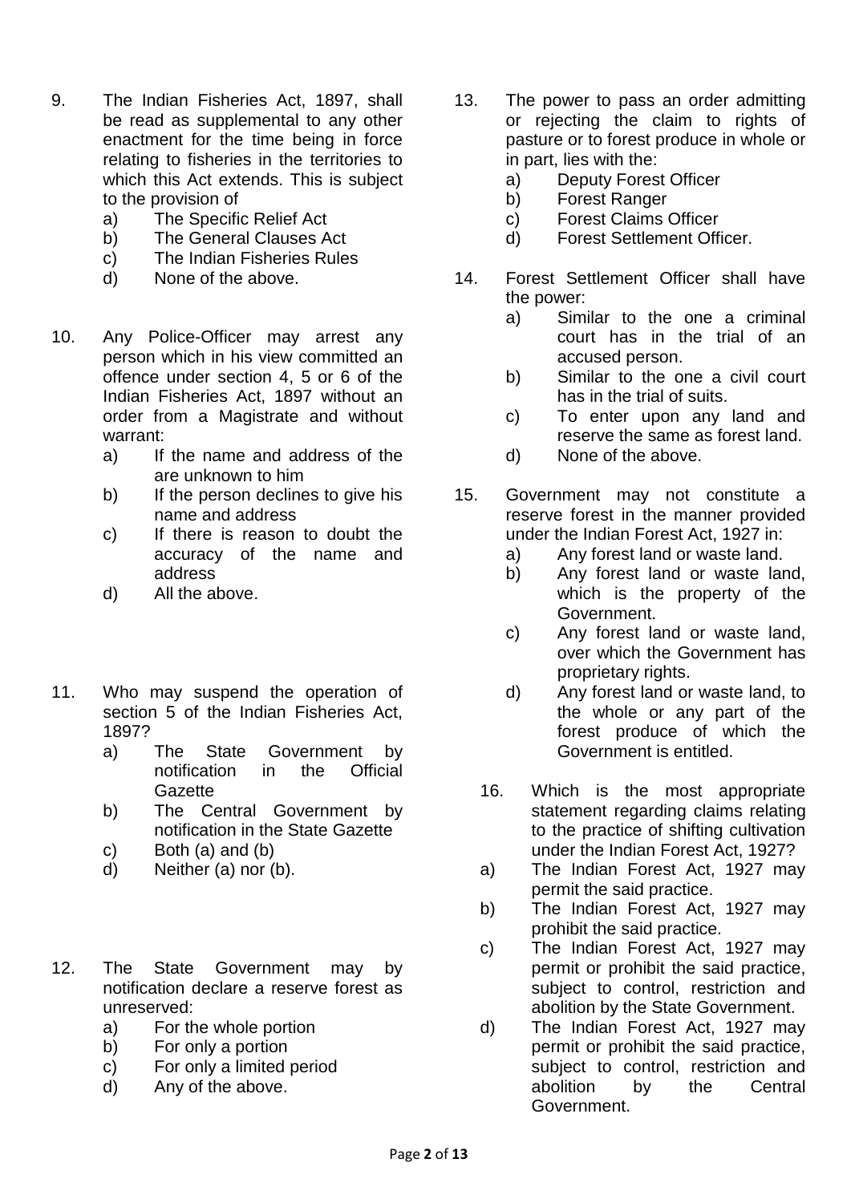9. The Indian Fisheries Act, 1897, shall be read as supplemental to any other enactment for the time being in force relating to fisheries in the territories to which this Act extends. This is subject to the provision of
   a) The Specific Relief Act
   b) The General Clauses Act
   c) The Indian Fisheries Rules
   d) None of the above.

10. Any Police-Officer may arrest any person which in his view committed an offence under section 4, 5 or 6 of the Indian Fisheries Act, 1897 without an order from a Magistrate and without warrant:
    a) If the name and address of the are unknown to him
    b) If the person declines to give his name and address
    c) If there is reason to doubt the accuracy of the name and address
    d) All the above.

11. Who may suspend the operation of section 5 of the Indian Fisheries Act, 1897?
    a) The State Government by notification in the Official Gazette
    b) The Central Government by notification in the State Gazette
    c) Both (a) and (b)
    d) Neither (a) nor (b).

12. The State Government may by notification declare a reserve forest as unreserved:
    a) For the whole portion
    b) For only a portion
    c) For only a limited period
    d) Any of the above.

13. The power to pass an order admitting or rejecting the claim to rights of pasture or to forest produce in whole or in part, lies with the:
    a) Deputy Forest Officer
    b) Forest Ranger
    c) Forest Claims Officer
    d) Forest Settlement Officer.

14. Forest Settlement Officer shall have the power:
    a) Similar to the one a criminal court has in the trial of an accused person.
    b) Similar to the one a civil court has in the trial of suits.
    c) To enter upon any land and reserve the same as forest land.
    d) None of the above.

15. Government may not constitute a reserve forest in the manner provided under the Indian Forest Act, 1927 in:
    a) Any forest land or waste land.
    b) Any forest land or waste land, which is the property of the Government.
    c) Any forest land or waste land, over which the Government has proprietary rights.
    d) Any forest land or waste land, to the whole or any part of the forest produce of which the Government is entitled.

16. Which is the most appropriate statement regarding claims relating to the practice of shifting cultivation under the Indian Forest Act, 1927?
    a) The Indian Forest Act, 1927 may permit the said practice.
    b) The Indian Forest Act, 1927 may prohibit the said practice.
    c) The Indian Forest Act, 1927 may permit or prohibit the said practice, subject to control, restriction and abolition by the State Government.
    d) The Indian Forest Act, 1927 may permit or prohibit the said practice, subject to control, restriction and abolition by the Central Government.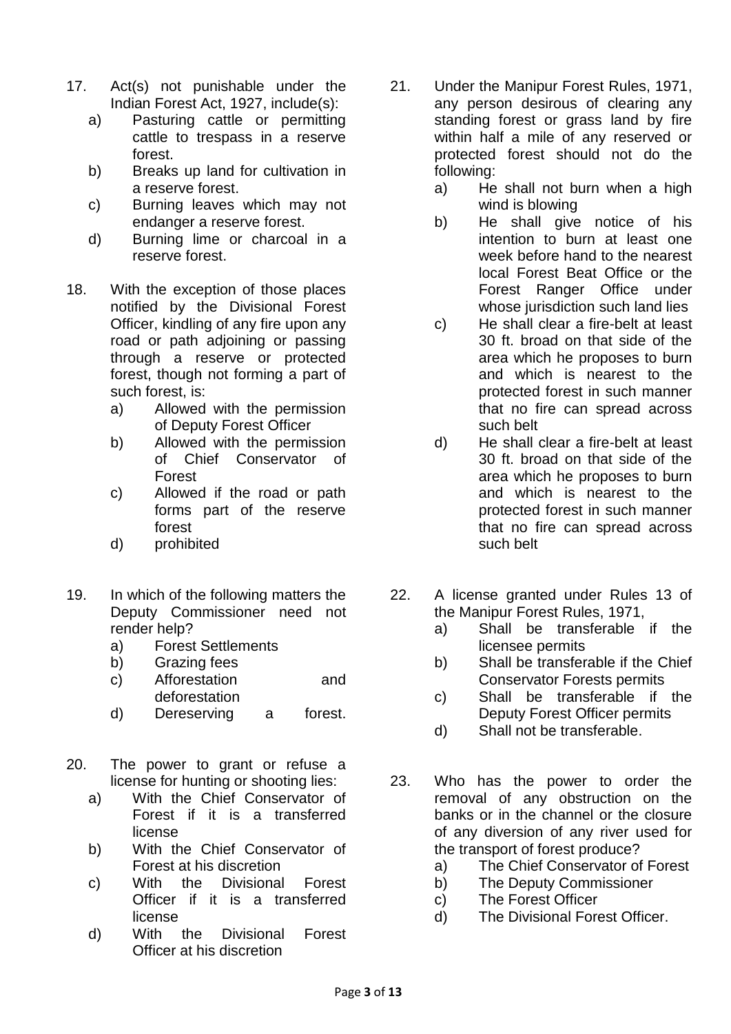17. Act(s) not punishable under the Indian Forest Act, 1927, include(s):
    a) Pasturing cattle or permitting cattle to trespass in a reserve forest.
    b) Breaks up land for cultivation in a reserve forest.
    c) Burning leaves which may not endanger a reserve forest.
    d) Burning lime or charcoal in a reserve forest.

18. With the exception of those places notified by the Divisional Forest Officer, kindling of any fire upon any road or path adjoining or passing through a reserve or protected forest, though not forming a part of such forest, is:
    a) Allowed with the permission of Deputy Forest Officer
    b) Allowed with the permission of Chief Conservator of Forest
    c) Allowed if the road or path forms part of the reserve forest
    d) prohibited

19. In which of the following matters the Deputy Commissioner need not render help?
    a) Forest Settlements
    b) Grazing fees
    c) Afforestation and deforestation
    d) Dereserving a forest.

20. The power to grant or refuse a license for hunting or shooting lies:
    a) With the Chief Conservator of Forest if it is a transferred license
    b) With the Chief Conservator of Forest at his discretion
    c) With the Divisional Forest Officer if it is a transferred license
    d) With the Divisional Forest Officer at his discretion

21. Under the Manipur Forest Rules, 1971, any person desirous of clearing any standing forest or grass land by fire within half a mile of any reserved or protected forest should not do the following:
    a) He shall not burn when a high wind is blowing
    b) He shall give notice of his intention to burn at least one week before hand to the nearest local Forest Beat Office or the Forest Ranger Office under whose jurisdiction such land lies
    c) He shall clear a fire-belt at least 30 ft. broad on that side of the area which he proposes to burn and which is nearest to the protected forest in such manner that no fire can spread across such belt
    d) He shall clear a fire-belt at least 30 ft. broad on that side of the area which he proposes to burn and which is nearest to the protected forest in such manner that no fire can spread across such belt

22. A license granted under Rules 13 of the Manipur Forest Rules, 1971,
    a) Shall be transferable if the licensee permits
    b) Shall be transferable if the Chief Conservator Forests permits
    c) Shall be transferable if the Deputy Forest Officer permits
    d) Shall not be transferable.

23. Who has the power to order the removal of any obstruction on the banks or in the channel or the closure of any diversion of any river used for the transport of forest produce?
    a) The Chief Conservator of Forest
    b) The Deputy Commissioner
    c) The Forest Officer
    d) The Divisional Forest Officer.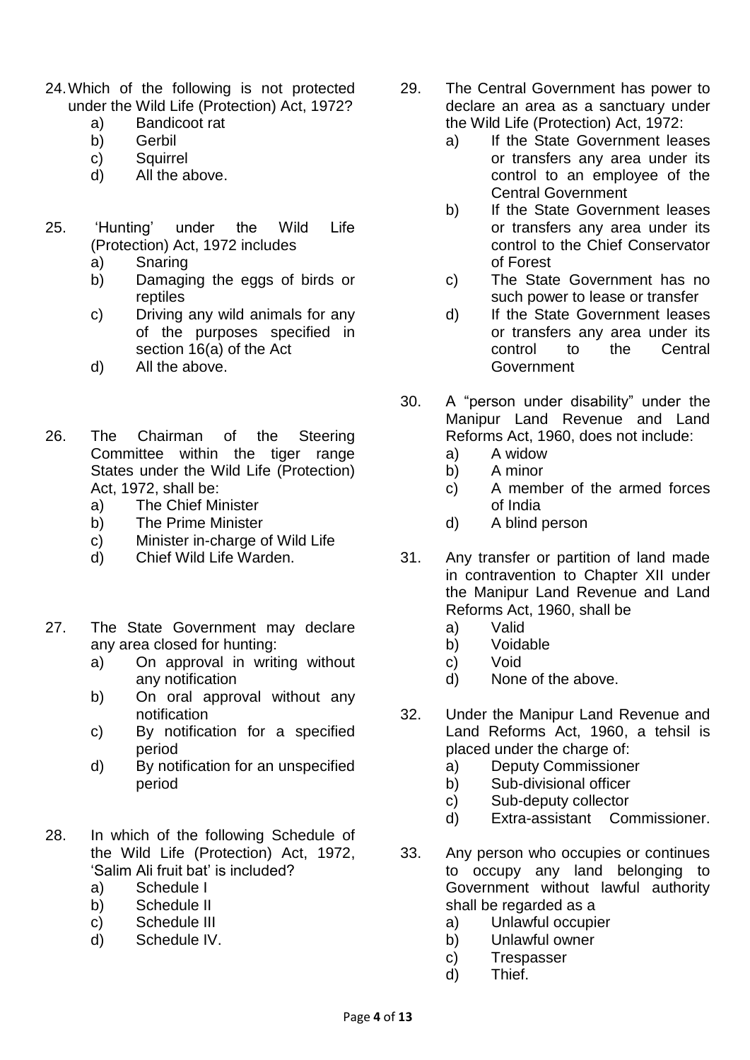24. Which of the following is not protected under the Wild Life (Protection) Act, 1972?
    - a) Bandicoot rat
    - b) Gerbil
    - c) Squirrel
    - d) All the above.

25. 'Hunting' under the Wild Life (Protection) Act, 1972 includes
    - a) Snaring
    - b) Damaging the eggs of birds or reptiles
    - c) Driving any wild animals for any of the purposes specified in section 16(a) of the Act
    - d) All the above.

26. The Chairman of the Steering Committee within the tiger range States under the Wild Life (Protection) Act, 1972, shall be:
    - a) The Chief Minister
    - b) The Prime Minister
    - c) Minister in-charge of Wild Life
    - d) Chief Wild Life Warden.

27. The State Government may declare any area closed for hunting:
    - a) On approval in writing without any notification
    - b) On oral approval without any notification
    - c) By notification for a specified period
    - d) By notification for an unspecified period

28. In which of the following Schedule of the Wild Life (Protection) Act, 1972, 'Salim Ali fruit bat' is included?
    - a) Schedule I
    - b) Schedule II
    - c) Schedule III
    - d) Schedule IV.

29. The Central Government has power to declare an area as a sanctuary under the Wild Life (Protection) Act, 1972:
    - a) If the State Government leases or transfers any area under its control to an employee of the Central Government
    - b) If the State Government leases or transfers any area under its control to the Chief Conservator of Forest
    - c) The State Government has no such power to lease or transfer
    - d) If the State Government leases or transfers any area under its control to the Central Government

30. A "person under disability" under the Manipur Land Revenue and Land Reforms Act, 1960, does not include:
    - a) A widow
    - b) A minor
    - c) A member of the armed forces of India
    - d) A blind person

31. Any transfer or partition of land made in contravention to Chapter XII under the Manipur Land Revenue and Land Reforms Act, 1960, shall be
    - a) Valid
    - b) Voidable
    - c) Void
    - d) None of the above.

32. Under the Manipur Land Revenue and Land Reforms Act, 1960, a tehsil is placed under the charge of:
    - a) Deputy Commissioner
    - b) Sub-divisional officer
    - c) Sub-deputy collector
    - d) Extra-assistant Commissioner.

33. Any person who occupies or continues to occupy any land belonging to Government without lawful authority shall be regarded as a
    - a) Unlawful occupier
    - b) Unlawful owner
    - c) Trespasser
    - d) Thief.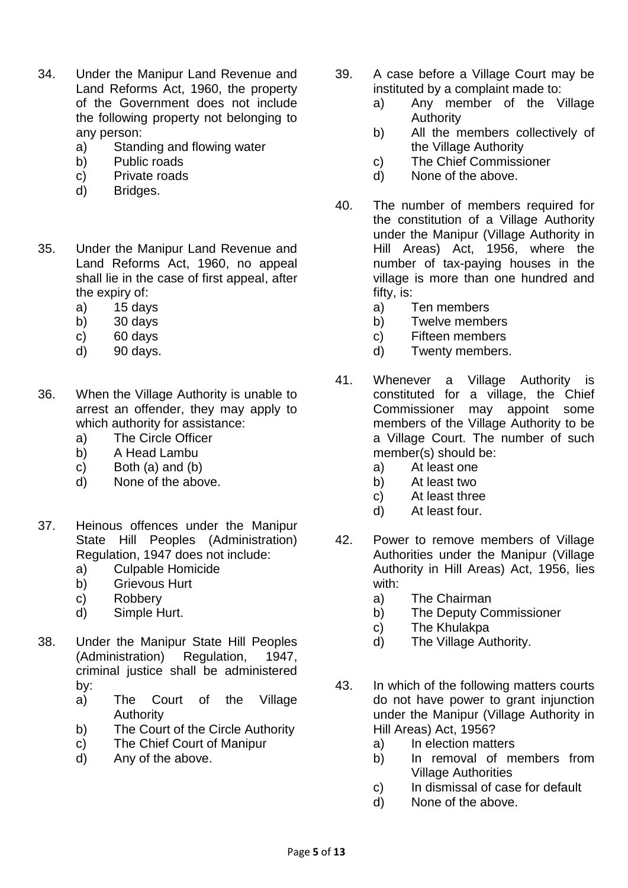34. Under the Manipur Land Revenue and Land Reforms Act, 1960, the property of the Government does not include the following property not belonging to any person:
    a) Standing and flowing water
    b) Public roads
    c) Private roads
    d) Bridges.

35. Under the Manipur Land Revenue and Land Reforms Act, 1960, no appeal shall lie in the case of first appeal, after the expiry of:
    a) 15 days
    b) 30 days
    c) 60 days
    d) 90 days.

36. When the Village Authority is unable to arrest an offender, they may apply to which authority for assistance:
    a) The Circle Officer
    b) A Head Lambu
    c) Both (a) and (b)
    d) None of the above.

37. Heinous offences under the Manipur State Hill Peoples (Administration) Regulation, 1947 does not include:
    a) Culpable Homicide
    b) Grievous Hurt
    c) Robbery
    d) Simple Hurt.

38. Under the Manipur State Hill Peoples (Administration) Regulation, 1947, criminal justice shall be administered by:
    a) The Court of the Village Authority
    b) The Court of the Circle Authority
    c) The Chief Court of Manipur
    d) Any of the above.

39. A case before a Village Court may be instituted by a complaint made to:
    a) Any member of the Village Authority
    b) All the members collectively of the Village Authority
    c) The Chief Commissioner
    d) None of the above.

40. The number of members required for the constitution of a Village Authority under the Manipur (Village Authority in Hill Areas) Act, 1956, where the number of tax-paying houses in the village is more than one hundred and fifty, is:
    a) Ten members
    b) Twelve members
    c) Fifteen members
    d) Twenty members.

41. Whenever a Village Authority is constituted for a village, the Chief Commissioner may appoint some members of the Village Authority to be a Village Court. The number of such member(s) should be:
    a) At least one
    b) At least two
    c) At least three
    d) At least four.

42. Power to remove members of Village Authorities under the Manipur (Village Authority in Hill Areas) Act, 1956, lies with:
    a) The Chairman
    b) The Deputy Commissioner
    c) The Khulakpa
    d) The Village Authority.

43. In which of the following matters courts do not have power to grant injunction under the Manipur (Village Authority in Hill Areas) Act, 1956?
    a) In election matters
    b) In removal of members from Village Authorities
    c) In dismissal of case for default
    d) None of the above.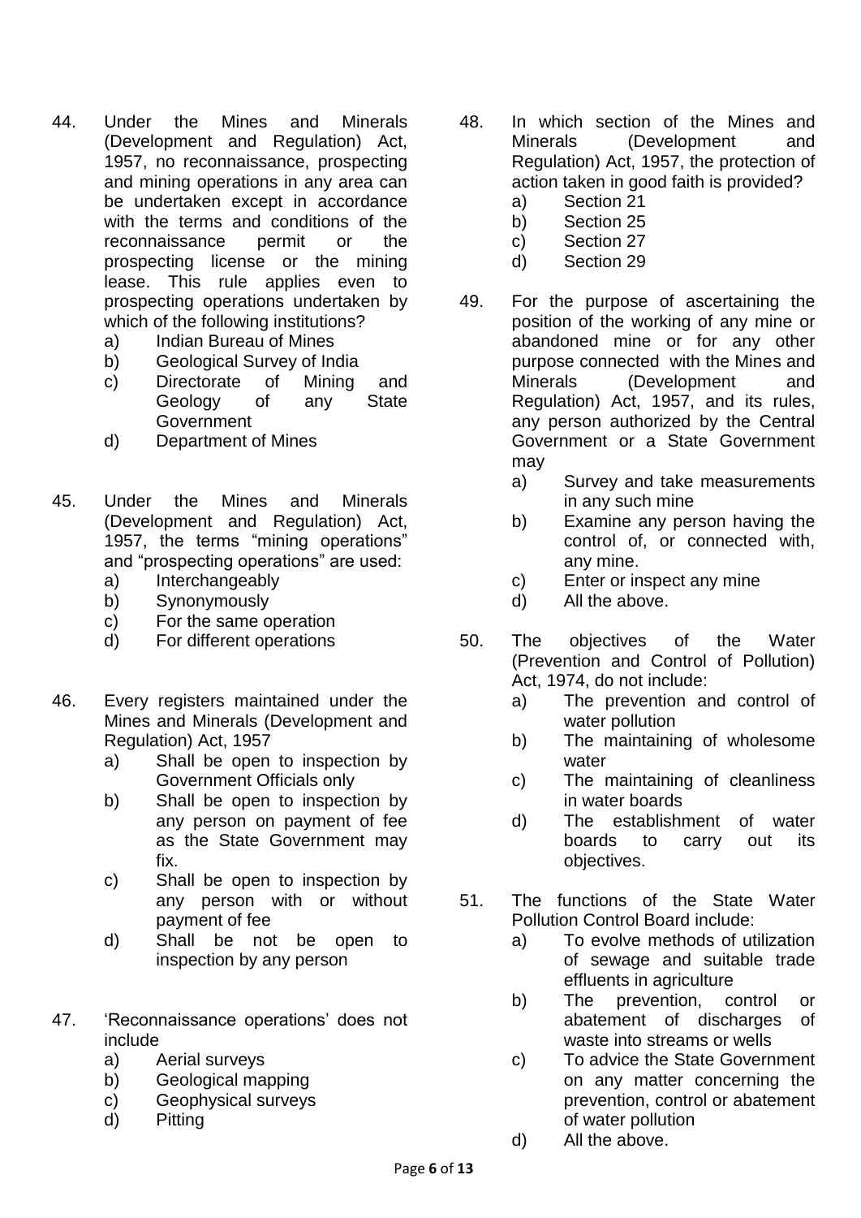44. Under the Mines and Minerals (Development and Regulation) Act, 1957, no reconnaissance, prospecting and mining operations in any area can be undertaken except in accordance with the terms and conditions of the reconnaissance permit or the prospecting license or the mining lease. This rule applies even to prospecting operations undertaken by which of the following institutions?
    - a) Indian Bureau of Mines
    - b) Geological Survey of India
    - c) Directorate of Mining and Geology of any State Government
    - d) Department of Mines

45. Under the Mines and Minerals (Development and Regulation) Act, 1957, the terms "mining operations" and "prospecting operations" are used:
    - a) Interchangeably
    - b) Synonymously
    - c) For the same operation
    - d) For different operations

46. Every registers maintained under the Mines and Minerals (Development and Regulation) Act, 1957
    - a) Shall be open to inspection by Government Officials only
    - b) Shall be open to inspection by any person on payment of fee as the State Government may fix.
    - c) Shall be open to inspection by any person with or without payment of fee
    - d) Shall be not be open to inspection by any person

47. 'Reconnaissance operations' does not include
    - a) Aerial surveys
    - b) Geological mapping
    - c) Geophysical surveys
    - d) Pitting

48. In which section of the Mines and Minerals (Development and Regulation) Act, 1957, the protection of action taken in good faith is provided?
    - a) Section 21
    - b) Section 25
    - c) Section 27
    - d) Section 29

49. For the purpose of ascertaining the position of the working of any mine or abandoned mine or for any other purpose connected with the Mines and Minerals (Development and Regulation) Act, 1957, and its rules, any person authorized by the Central Government or a State Government may
    - a) Survey and take measurements in any such mine
    - b) Examine any person having the control of, or connected with, any mine.
    - c) Enter or inspect any mine
    - d) All the above.

50. The objectives of the Water (Prevention and Control of Pollution) Act, 1974, do not include:
    - a) The prevention and control of water pollution
    - b) The maintaining of wholesome water
    - c) The maintaining of cleanliness in water boards
    - d) The establishment of water boards to carry out its objectives.

51. The functions of the State Water Pollution Control Board include:
    - a) To evolve methods of utilization of sewage and suitable trade effluents in agriculture
    - b) The prevention, control or abatement of discharges of waste into streams or wells
    - c) To advice the State Government on any matter concerning the prevention, control or abatement of water pollution
    - d) All the above.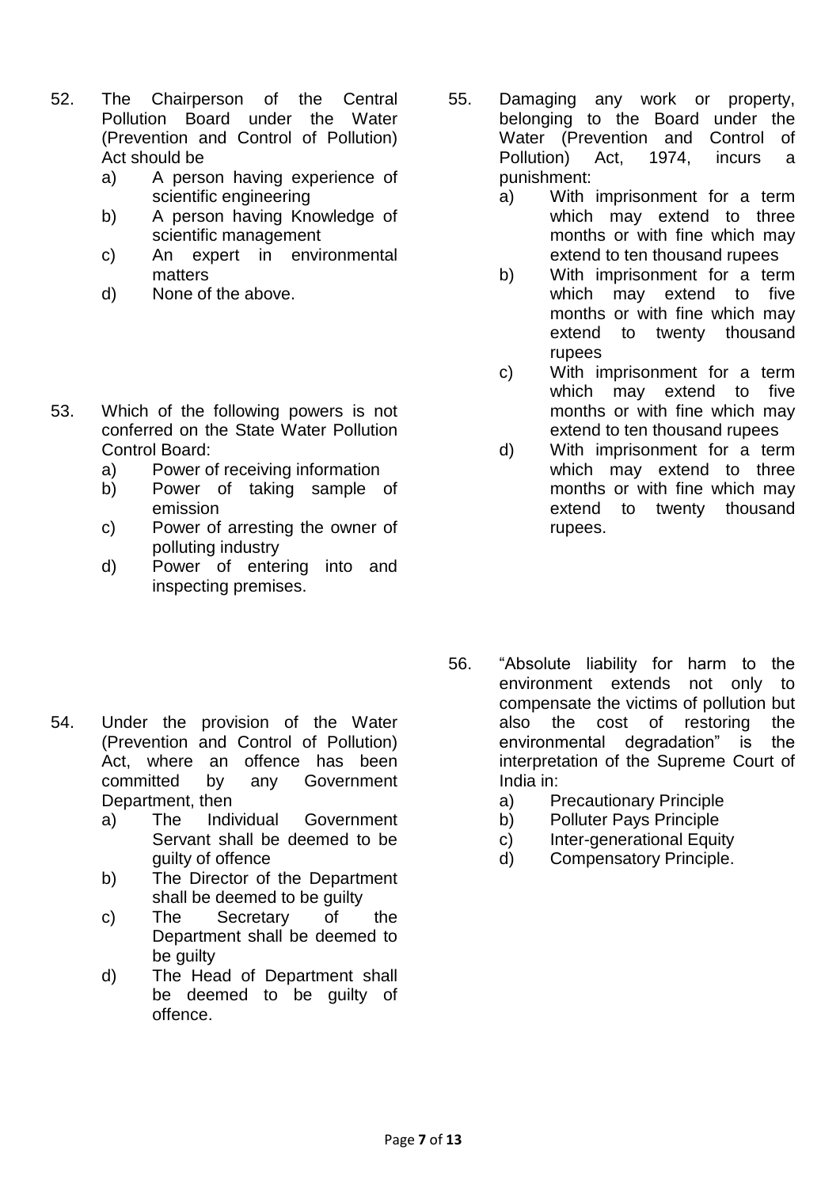52. The Chairperson of the Central Pollution Board under the Water (Prevention and Control of Pollution) Act should be
    a) A person having experience of scientific engineering
    b) A person having Knowledge of scientific management
    c) An expert in environmental matters
    d) None of the above.

53. Which of the following powers is not conferred on the State Water Pollution Control Board:
    a) Power of receiving information
    b) Power of taking sample of emission
    c) Power of arresting the owner of polluting industry
    d) Power of entering into and inspecting premises.

54. Under the provision of the Water (Prevention and Control of Pollution) Act, where an offence has been committed by any Government Department, then
    a) The Individual Government Servant shall be deemed to be guilty of offence
    b) The Director of the Department shall be deemed to be guilty
    c) The Secretary of the Department shall be deemed to be guilty
    d) The Head of Department shall be deemed to be guilty of offence.

55. Damaging any work or property, belonging to the Board under the Water (Prevention and Control of Pollution) Act, 1974, incurs a punishment:
    a) With imprisonment for a term which may extend to three months or with fine which may extend to ten thousand rupees
    b) With imprisonment for a term which may extend to five months or with fine which may extend to twenty thousand rupees
    c) With imprisonment for a term which may extend to five months or with fine which may extend to ten thousand rupees
    d) With imprisonment for a term which may extend to three months or with fine which may extend to twenty thousand rupees.

56. "Absolute liability for harm to the environment extends not only to compensate the victims of pollution but also the cost of restoring the environmental degradation" is the interpretation of the Supreme Court of India in:
    a) Precautionary Principle
    b) Polluter Pays Principle
    c) Inter-generational Equity
    d) Compensatory Principle.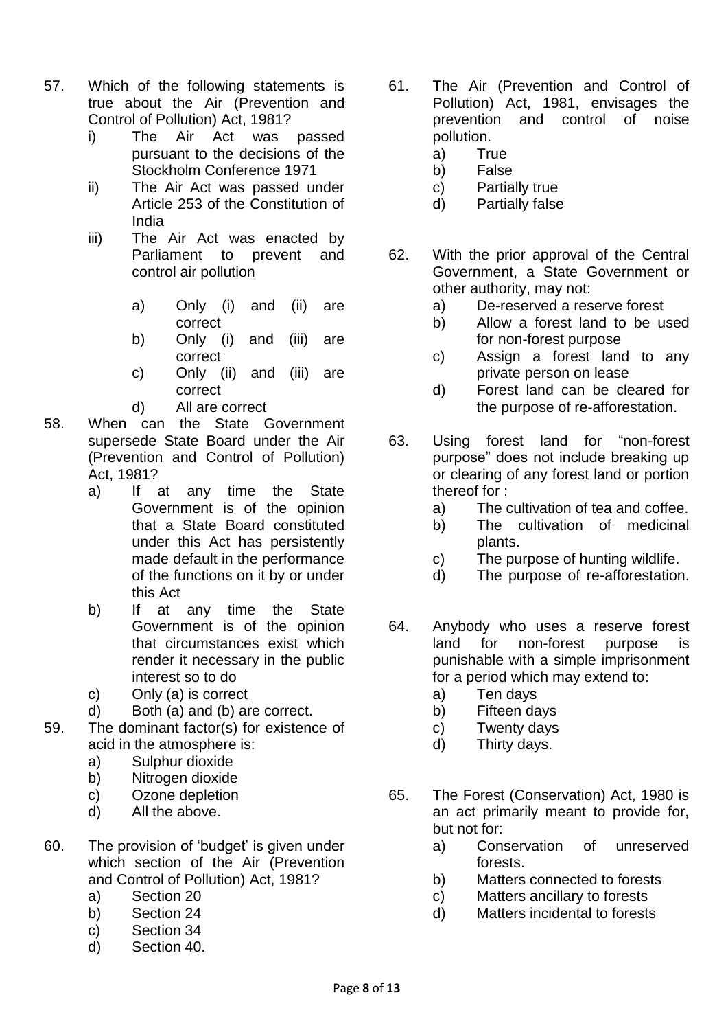57. Which of the following statements is true about the Air (Prevention and Control of Pollution) Act, 1981?
    i) The Air Act was passed pursuant to the decisions of the Stockholm Conference 1971
    ii) The Air Act was passed under Article 253 of the Constitution of India
    iii) The Air Act was enacted by Parliament to prevent and control air pollution

    a) Only (i) and (ii) are correct
    b) Only (i) and (iii) are correct
    c) Only (ii) and (iii) are correct
    d) All are correct

58. When can the State Government supersede State Board under the Air (Prevention and Control of Pollution) Act, 1981?
    a) If at any time the State Government is of the opinion that a State Board constituted under this Act has persistently made default in the performance of the functions on it by or under this Act
    b) If at any time the State Government is of the opinion that circumstances exist which render it necessary in the public interest so to do
    c) Only (a) is correct
    d) Both (a) and (b) are correct.

59. The dominant factor(s) for existence of acid in the atmosphere is:
    a) Sulphur dioxide
    b) Nitrogen dioxide
    c) Ozone depletion
    d) All the above.

60. The provision of 'budget' is given under which section of the Air (Prevention and Control of Pollution) Act, 1981?
    a) Section 20
    b) Section 24
    c) Section 34
    d) Section 40.

61. The Air (Prevention and Control of Pollution) Act, 1981, envisages the prevention and control of noise pollution.
    a) True
    b) False
    c) Partially true
    d) Partially false

62. With the prior approval of the Central Government, a State Government or other authority, may not:
    a) De-reserved a reserve forest
    b) Allow a forest land to be used for non-forest purpose
    c) Assign a forest land to any private person on lease
    d) Forest land can be cleared for the purpose of re-afforestation.

63. Using forest land for "non-forest purpose" does not include breaking up or clearing of any forest land or portion thereof for :
    a) The cultivation of tea and coffee.
    b) The cultivation of medicinal plants.
    c) The purpose of hunting wildlife.
    d) The purpose of re-afforestation.

64. Anybody who uses a reserve forest land for non-forest purpose is punishable with a simple imprisonment for a period which may extend to:
    a) Ten days
    b) Fifteen days
    c) Twenty days
    d) Thirty days.

65. The Forest (Conservation) Act, 1980 is an act primarily meant to provide for, but not for:
    a) Conservation of unreserved forests.
    b) Matters connected to forests
    c) Matters ancillary to forests
    d) Matters incidental to forests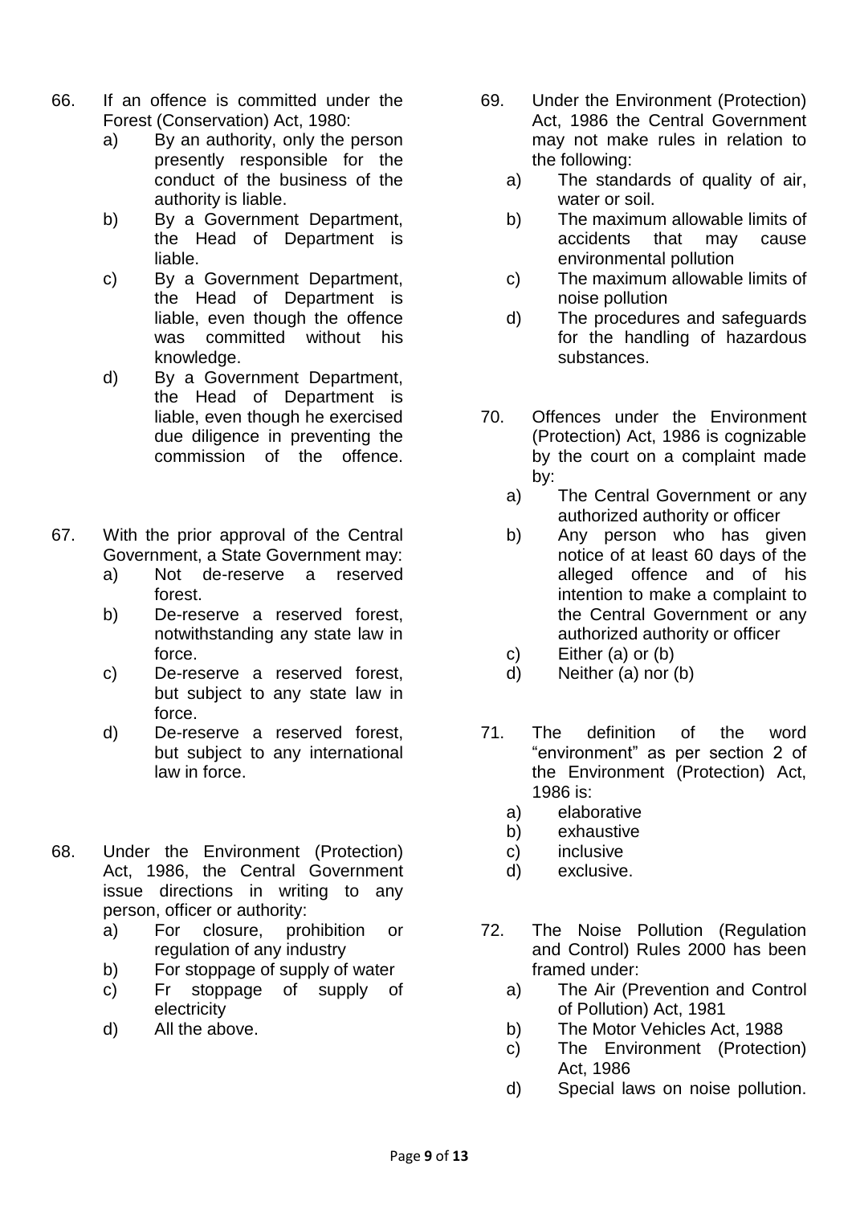66. If an offence is committed under the Forest (Conservation) Act, 1980:
    a) By an authority, only the person presently responsible for the conduct of the business of the authority is liable.
    b) By a Government Department, the Head of Department is liable.
    c) By a Government Department, the Head of Department is liable, even though the offence was committed without his knowledge.
    d) By a Government Department, the Head of Department is liable, even though he exercised due diligence in preventing the commission of the offence.

67. With the prior approval of the Central Government, a State Government may:
    a) Not de-reserve a reserved forest.
    b) De-reserve a reserved forest, notwithstanding any state law in force.
    c) De-reserve a reserved forest, but subject to any state law in force.
    d) De-reserve a reserved forest, but subject to any international law in force.

68. Under the Environment (Protection) Act, 1986, the Central Government issue directions in writing to any person, officer or authority:
    a) For closure, prohibition or regulation of any industry
    b) For stoppage of supply of water
    c) Fr stoppage of supply of electricity
    d) All the above.

69. Under the Environment (Protection) Act, 1986 the Central Government may not make rules in relation to the following:
    a) The standards of quality of air, water or soil.
    b) The maximum allowable limits of accidents that may cause environmental pollution
    c) The maximum allowable limits of noise pollution
    d) The procedures and safeguards for the handling of hazardous substances.

70. Offences under the Environment (Protection) Act, 1986 is cognizable by the court on a complaint made by:
    a) The Central Government or any authorized authority or officer
    b) Any person who has given notice of at least 60 days of the alleged offence and of his intention to make a complaint to the Central Government or any authorized authority or officer
    c) Either (a) or (b)
    d) Neither (a) nor (b)

71. The definition of the word "environment" as per section 2 of the Environment (Protection) Act, 1986 is:
    a) elaborative
    b) exhaustive
    c) inclusive
    d) exclusive.

72. The Noise Pollution (Regulation and Control) Rules 2000 has been framed under:
    a) The Air (Prevention and Control of Pollution) Act, 1981
    b) The Motor Vehicles Act, 1988
    c) The Environment (Protection) Act, 1986
    d) Special laws on noise pollution.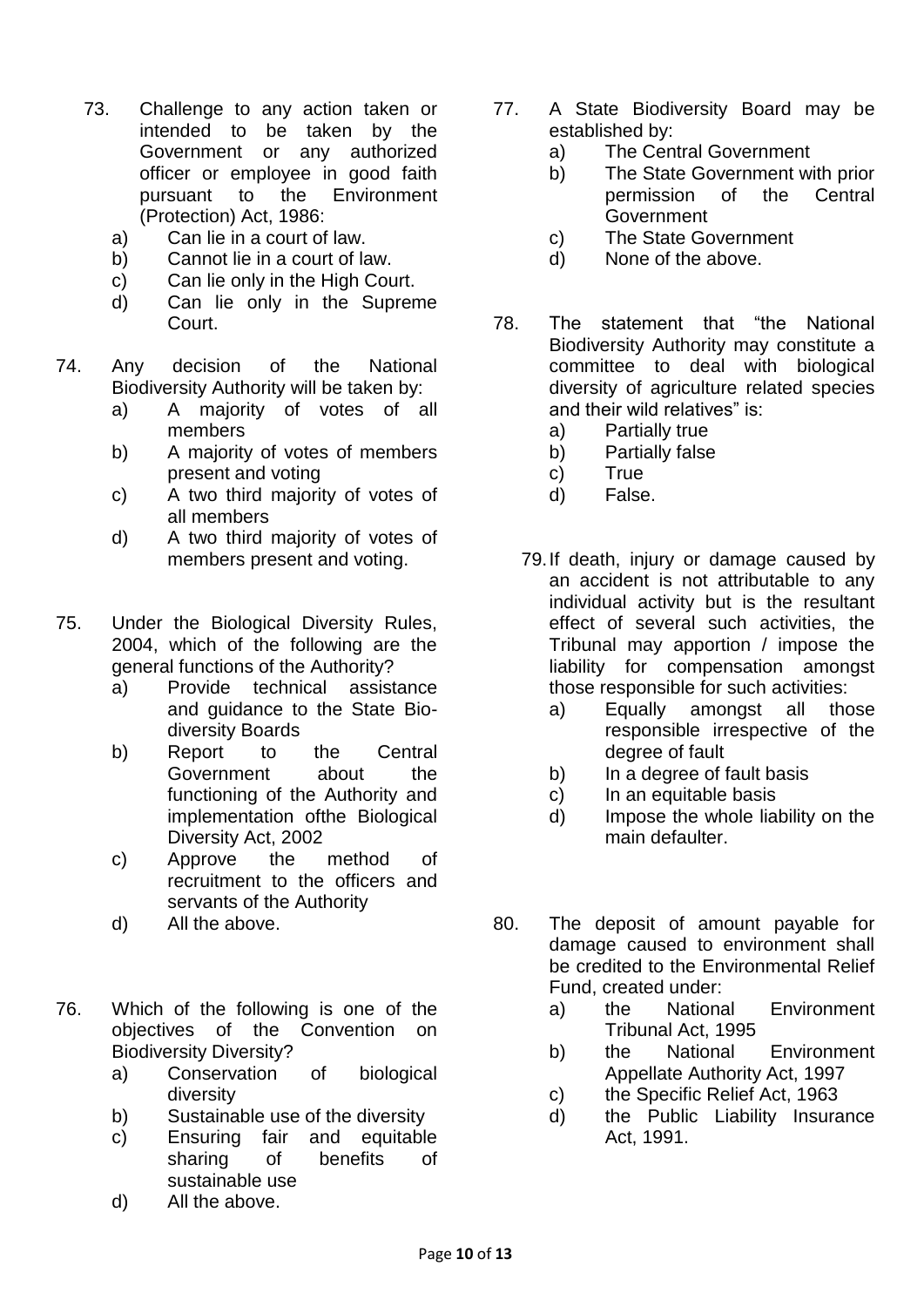73. Challenge to any action taken or intended to be taken by the Government or any authorized officer or employee in good faith pursuant to the Environment (Protection) Act, 1986:
    a) Can lie in a court of law.
    b) Cannot lie in a court of law.
    c) Can lie only in the High Court.
    d) Can lie only in the Supreme Court.

74. Any decision of the National Biodiversity Authority will be taken by:
    a) A majority of votes of all members
    b) A majority of votes of members present and voting
    c) A two third majority of votes of all members
    d) A two third majority of votes of members present and voting.

75. Under the Biological Diversity Rules, 2004, which of the following are the general functions of the Authority?
    a) Provide technical assistance and guidance to the State Bio-diversity Boards
    b) Report to the Central Government about the functioning of the Authority and implementation ofthe Biological Diversity Act, 2002
    c) Approve the method of recruitment to the officers and servants of the Authority
    d) All the above.

76. Which of the following is one of the objectives of the Convention on Biodiversity Diversity?
    a) Conservation of biological diversity
    b) Sustainable use of the diversity
    c) Ensuring fair and equitable sharing of benefits of sustainable use
    d) All the above.

77. A State Biodiversity Board may be established by:
    a) The Central Government
    b) The State Government with prior permission of the Central Government
    c) The State Government
    d) None of the above.

78. The statement that "the National Biodiversity Authority may constitute a committee to deal with biological diversity of agriculture related species and their wild relatives" is:
    a) Partially true
    b) Partially false
    c) True
    d) False.

79. If death, injury or damage caused by an accident is not attributable to any individual activity but is the resultant effect of several such activities, the Tribunal may apportion / impose the liability for compensation amongst those responsible for such activities:
    a) Equally amongst all those responsible irrespective of the degree of fault
    b) In a degree of fault basis
    c) In an equitable basis
    d) Impose the whole liability on the main defaulter.

80. The deposit of amount payable for damage caused to environment shall be credited to the Environmental Relief Fund, created under:
    a) the National Environment Tribunal Act, 1995
    b) the National Environment Appellate Authority Act, 1997
    c) the Specific Relief Act, 1963
    d) the Public Liability Insurance Act, 1991.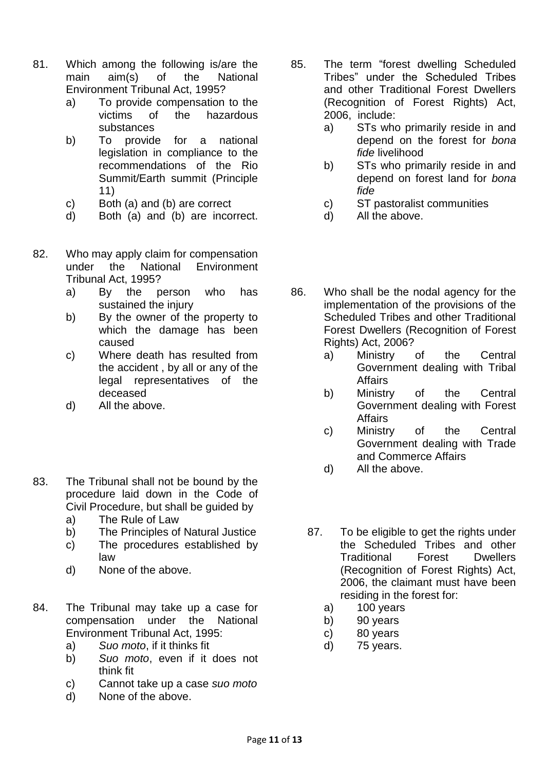81. Which among the following is/are the main aim(s) of the National Environment Tribunal Act, 1995?
    a) To provide compensation to the victims of the hazardous substances
    b) To provide for a national legislation in compliance to the recommendations of the Rio Summit/Earth summit (Principle 11)
    c) Both (a) and (b) are correct
    d) Both (a) and (b) are incorrect.

82. Who may apply claim for compensation under the National Environment Tribunal Act, 1995?
    a) By the person who has sustained the injury
    b) By the owner of the property to which the damage has been caused
    c) Where death has resulted from the accident , by all or any of the legal representatives of the deceased
    d) All the above.

83. The Tribunal shall not be bound by the procedure laid down in the Code of Civil Procedure, but shall be guided by
    a) The Rule of Law
    b) The Principles of Natural Justice
    c) The procedures established by law
    d) None of the above.

84. The Tribunal may take up a case for compensation under the National Environment Tribunal Act, 1995:
    a) *Suo moto*, if it thinks fit
    b) *Suo moto*, even if it does not think fit
    c) Cannot take up a case *suo moto*
    d) None of the above.

85. The term "forest dwelling Scheduled Tribes" under the Scheduled Tribes and other Traditional Forest Dwellers (Recognition of Forest Rights) Act, 2006, include:
    a) STs who primarily reside in and depend on the forest for *bona fide* livelihood
    b) STs who primarily reside in and depend on forest land for *bona fide*
    c) ST pastoralist communities
    d) All the above.

86. Who shall be the nodal agency for the implementation of the provisions of the Scheduled Tribes and other Traditional Forest Dwellers (Recognition of Forest Rights) Act, 2006?
    a) Ministry of the Central Government dealing with Tribal Affairs
    b) Ministry of the Central Government dealing with Forest Affairs
    c) Ministry of the Central Government dealing with Trade and Commerce Affairs
    d) All the above.

87. To be eligible to get the rights under the Scheduled Tribes and other Traditional Forest Dwellers (Recognition of Forest Rights) Act, 2006, the claimant must have been residing in the forest for:
    a) 100 years
    b) 90 years
    c) 80 years
    d) 75 years.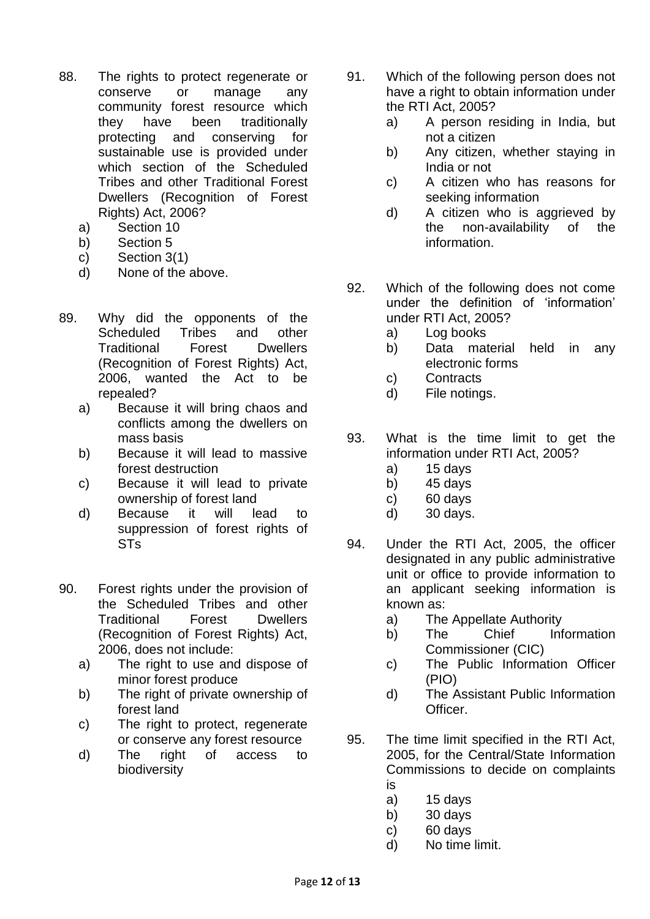88. The rights to protect regenerate or conserve or manage any community forest resource which they have been traditionally protecting and conserving for sustainable use is provided under which section of the Scheduled Tribes and other Traditional Forest Dwellers (Recognition of Forest Rights) Act, 2006?
    a) Section 10
    b) Section 5
    c) Section 3(1)
    d) None of the above.

89. Why did the opponents of the Scheduled Tribes and other Traditional Forest Dwellers (Recognition of Forest Rights) Act, 2006, wanted the Act to be repealed?
    a) Because it will bring chaos and conflicts among the dwellers on mass basis
    b) Because it will lead to massive forest destruction
    c) Because it will lead to private ownership of forest land
    d) Because it will lead to suppression of forest rights of STs

90. Forest rights under the provision of the Scheduled Tribes and other Traditional Forest Dwellers (Recognition of Forest Rights) Act, 2006, does not include:
    a) The right to use and dispose of minor forest produce
    b) The right of private ownership of forest land
    c) The right to protect, regenerate or conserve any forest resource
    d) The right of access to biodiversity

91. Which of the following person does not have a right to obtain information under the RTI Act, 2005?
    a) A person residing in India, but not a citizen
    b) Any citizen, whether staying in India or not
    c) A citizen who has reasons for seeking information
    d) A citizen who is aggrieved by the non-availability of the information.

92. Which of the following does not come under the definition of 'information' under RTI Act, 2005?
    a) Log books
    b) Data material held in any electronic forms
    c) Contracts
    d) File notings.

93. What is the time limit to get the information under RTI Act, 2005?
    a) 15 days
    b) 45 days
    c) 60 days
    d) 30 days.

94. Under the RTI Act, 2005, the officer designated in any public administrative unit or office to provide information to an applicant seeking information is known as:
    a) The Appellate Authority
    b) The Chief Information Commissioner (CIC)
    c) The Public Information Officer (PIO)
    d) The Assistant Public Information Officer.

95. The time limit specified in the RTI Act, 2005, for the Central/State Information Commissions to decide on complaints is
    a) 15 days
    b) 30 days
    c) 60 days
    d) No time limit.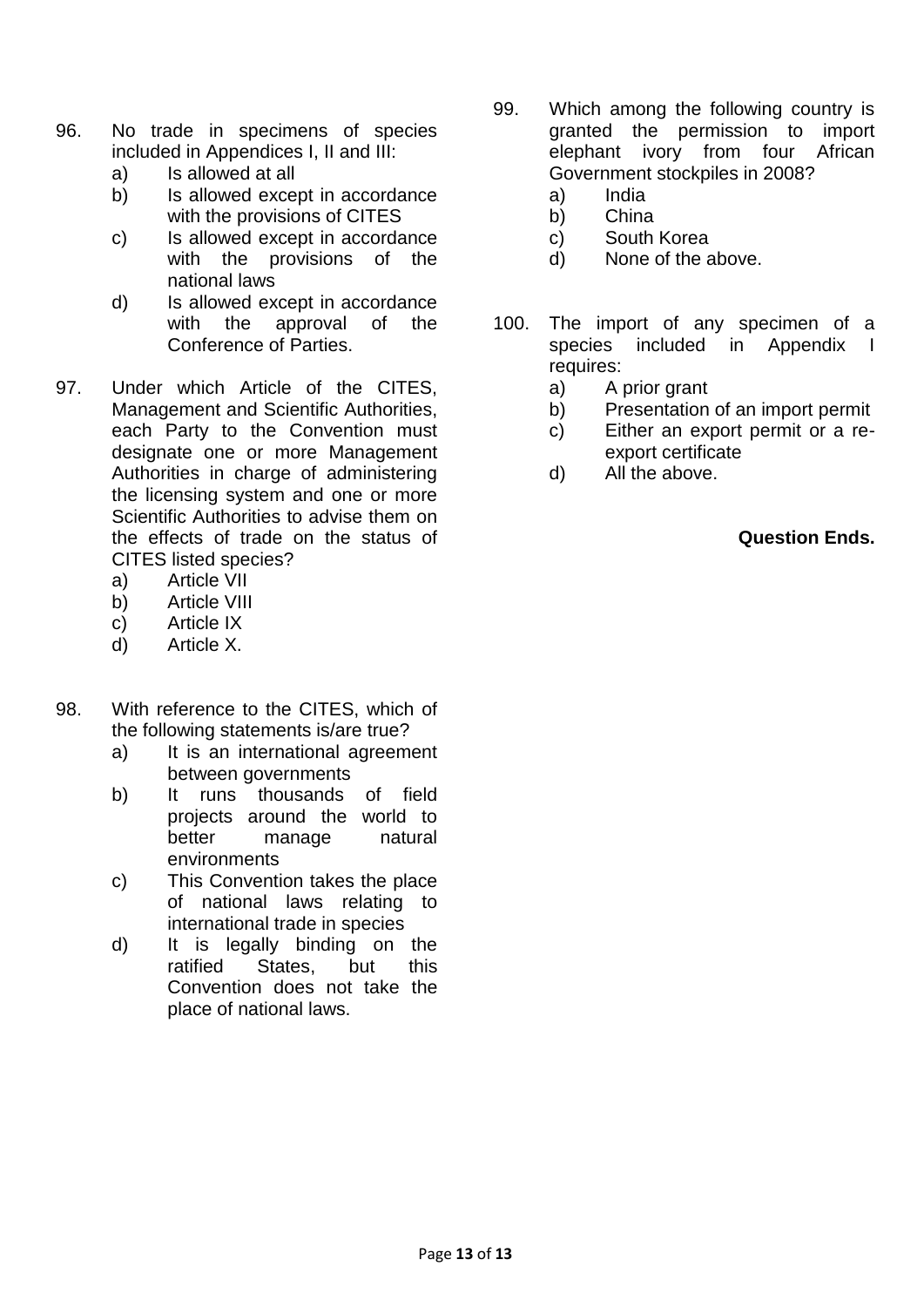96. No trade in specimens of species included in Appendices I, II and III:
    a) Is allowed at all
    b) Is allowed except in accordance with the provisions of CITES
    c) Is allowed except in accordance with the provisions of the national laws
    d) Is allowed except in accordance with the approval of the Conference of Parties.

97. Under which Article of the CITES, Management and Scientific Authorities, each Party to the Convention must designate one or more Management Authorities in charge of administering the licensing system and one or more Scientific Authorities to advise them on the effects of trade on the status of CITES listed species?
    a) Article VII
    b) Article VIII
    c) Article IX
    d) Article X.

98. With reference to the CITES, which of the following statements is/are true?
    a) It is an international agreement between governments
    b) It runs thousands of field projects around the world to better manage natural environments
    c) This Convention takes the place of national laws relating to international trade in species
    d) It is legally binding on the ratified States, but this Convention does not take the place of national laws.

99. Which among the following country is granted the permission to import elephant ivory from four African Government stockpiles in 2008?
    a) India
    b) China
    c) South Korea
    d) None of the above.

100. The import of any specimen of a species included in Appendix I requires:
    a) A prior grant
    b) Presentation of an import permit
    c) Either an export permit or a re-export certificate
    d) All the above.

**Question Ends.**